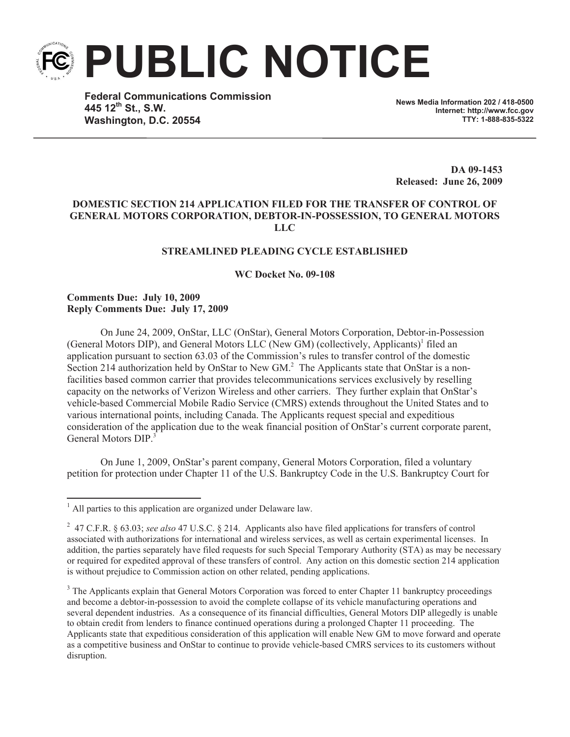# PUBLIC NOTICE

**Federal Communications Commission**
**445 12th St., S.W.**
**Washington, D.C. 20554**

**News Media Information 202 / 418-0500**
**Internet: http://www.fcc.gov**
**TTY: 1-888-835-5322**

**DA 09-1453**
**Released: June 26, 2009**

**DOMESTIC SECTION 214 APPLICATION FILED FOR THE TRANSFER OF CONTROL OF GENERAL MOTORS CORPORATION, DEBTOR-IN-POSSESSION, TO GENERAL MOTORS LLC**

**STREAMLINED PLEADING CYCLE ESTABLISHED**

**WC Docket No. 09-108**

**Comments Due: July 10, 2009**
**Reply Comments Due: July 17, 2009**

On June 24, 2009, OnStar, LLC (OnStar), General Motors Corporation, Debtor-in-Possession (General Motors DIP), and General Motors LLC (New GM) (collectively, Applicants)[1] filed an application pursuant to section 63.03 of the Commission's rules to transfer control of the domestic Section 214 authorization held by OnStar to New GM.[2] The Applicants state that OnStar is a non-facilities based common carrier that provides telecommunications services exclusively by reselling capacity on the networks of Verizon Wireless and other carriers. They further explain that OnStar's vehicle-based Commercial Mobile Radio Service (CMRS) extends throughout the United States and to various international points, including Canada. The Applicants request special and expeditious consideration of the application due to the weak financial position of OnStar's current corporate parent, General Motors DIP.[3]

On June 1, 2009, OnStar's parent company, General Motors Corporation, filed a voluntary petition for protection under Chapter 11 of the U.S. Bankruptcy Code in the U.S. Bankruptcy Court for

---

[1] All parties to this application are organized under Delaware law.

[2] 47 C.F.R. § 63.03; *see also* 47 U.S.C. § 214. Applicants also have filed applications for transfers of control associated with authorizations for international and wireless services, as well as certain experimental licenses. In addition, the parties separately have filed requests for such Special Temporary Authority (STA) as may be necessary or required for expedited approval of these transfers of control. Any action on this domestic section 214 application is without prejudice to Commission action on other related, pending applications.

[3] The Applicants explain that General Motors Corporation was forced to enter Chapter 11 bankruptcy proceedings and become a debtor-in-possession to avoid the complete collapse of its vehicle manufacturing operations and several dependent industries. As a consequence of its financial difficulties, General Motors DIP allegedly is unable to obtain credit from lenders to finance continued operations during a prolonged Chapter 11 proceeding. The Applicants state that expeditious consideration of this application will enable New GM to move forward and operate as a competitive business and OnStar to continue to provide vehicle-based CMRS services to its customers without disruption.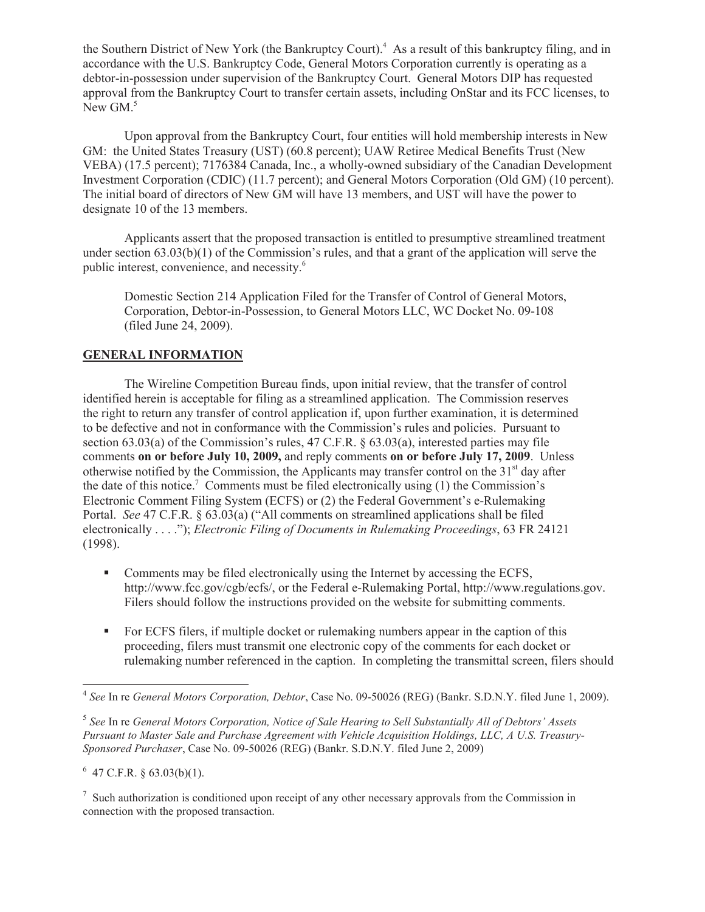the Southern District of New York (the Bankruptcy Court).[4] As a result of this bankruptcy filing, and in accordance with the U.S. Bankruptcy Code, General Motors Corporation currently is operating as a debtor-in-possession under supervision of the Bankruptcy Court. General Motors DIP has requested approval from the Bankruptcy Court to transfer certain assets, including OnStar and its FCC licenses, to New GM.[5]

Upon approval from the Bankruptcy Court, four entities will hold membership interests in New GM: the United States Treasury (UST) (60.8 percent); UAW Retiree Medical Benefits Trust (New VEBA) (17.5 percent); 7176384 Canada, Inc., a wholly-owned subsidiary of the Canadian Development Investment Corporation (CDIC) (11.7 percent); and General Motors Corporation (Old GM) (10 percent). The initial board of directors of New GM will have 13 members, and UST will have the power to designate 10 of the 13 members.

Applicants assert that the proposed transaction is entitled to presumptive streamlined treatment under section 63.03(b)(1) of the Commission's rules, and that a grant of the application will serve the public interest, convenience, and necessity.[6]

Domestic Section 214 Application Filed for the Transfer of Control of General Motors, Corporation, Debtor-in-Possession, to General Motors LLC, WC Docket No. 09-108 (filed June 24, 2009).

## GENERAL INFORMATION

The Wireline Competition Bureau finds, upon initial review, that the transfer of control identified herein is acceptable for filing as a streamlined application. The Commission reserves the right to return any transfer of control application if, upon further examination, it is determined to be defective and not in conformance with the Commission's rules and policies. Pursuant to section 63.03(a) of the Commission's rules, 47 C.F.R. § 63.03(a), interested parties may file comments **on or before July 10, 2009,** and reply comments **on or before July 17, 2009**. Unless otherwise notified by the Commission, the Applicants may transfer control on the 31st day after the date of this notice.[7] Comments must be filed electronically using (1) the Commission's Electronic Comment Filing System (ECFS) or (2) the Federal Government's e-Rulemaking Portal. *See* 47 C.F.R. § 63.03(a) ("All comments on streamlined applications shall be filed electronically . . . ."); *Electronic Filing of Documents in Rulemaking Proceedings*, 63 FR 24121 (1998).

- Comments may be filed electronically using the Internet by accessing the ECFS, http://www.fcc.gov/cgb/ecfs/, or the Federal e-Rulemaking Portal, http://www.regulations.gov. Filers should follow the instructions provided on the website for submitting comments.
- For ECFS filers, if multiple docket or rulemaking numbers appear in the caption of this proceeding, filers must transmit one electronic copy of the comments for each docket or rulemaking number referenced in the caption. In completing the transmittal screen, filers should

[4] *See* In re *General Motors Corporation, Debtor*, Case No. 09-50026 (REG) (Bankr. S.D.N.Y. filed June 1, 2009).

[5] *See* In re *General Motors Corporation, Notice of Sale Hearing to Sell Substantially All of Debtors' Assets Pursuant to Master Sale and Purchase Agreement with Vehicle Acquisition Holdings, LLC, A U.S. Treasury-Sponsored Purchaser*, Case No. 09-50026 (REG) (Bankr. S.D.N.Y. filed June 2, 2009)

[6] 47 C.F.R. § 63.03(b)(1).

[7] Such authorization is conditioned upon receipt of any other necessary approvals from the Commission in connection with the proposed transaction.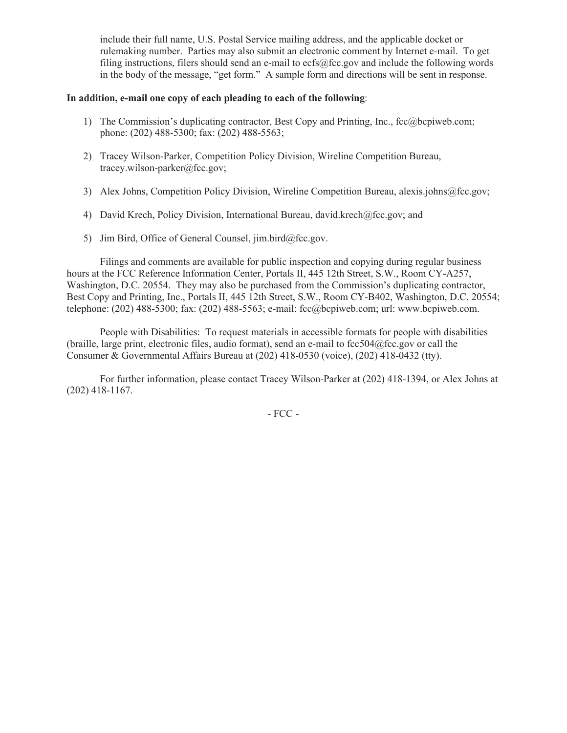include their full name, U.S. Postal Service mailing address, and the applicable docket or rulemaking number. Parties may also submit an electronic comment by Internet e-mail. To get filing instructions, filers should send an e-mail to ecfs@fcc.gov and include the following words in the body of the message, "get form." A sample form and directions will be sent in response.

**In addition, e-mail one copy of each pleading to each of the following**:

1) The Commission's duplicating contractor, Best Copy and Printing, Inc., fcc@bcpiweb.com; phone: (202) 488-5300; fax: (202) 488-5563;

2) Tracey Wilson-Parker, Competition Policy Division, Wireline Competition Bureau, tracey.wilson-parker@fcc.gov;

3) Alex Johns, Competition Policy Division, Wireline Competition Bureau, alexis.johns@fcc.gov;

4) David Krech, Policy Division, International Bureau, david.krech@fcc.gov; and

5) Jim Bird, Office of General Counsel, jim.bird@fcc.gov.

Filings and comments are available for public inspection and copying during regular business hours at the FCC Reference Information Center, Portals II, 445 12th Street, S.W., Room CY-A257, Washington, D.C. 20554. They may also be purchased from the Commission's duplicating contractor, Best Copy and Printing, Inc., Portals II, 445 12th Street, S.W., Room CY-B402, Washington, D.C. 20554; telephone: (202) 488-5300; fax: (202) 488-5563; e-mail: fcc@bcpiweb.com; url: www.bcpiweb.com.

People with Disabilities: To request materials in accessible formats for people with disabilities (braille, large print, electronic files, audio format), send an e-mail to fcc504@fcc.gov or call the Consumer & Governmental Affairs Bureau at (202) 418-0530 (voice), (202) 418-0432 (tty).

For further information, please contact Tracey Wilson-Parker at (202) 418-1394, or Alex Johns at (202) 418-1167.

- FCC -